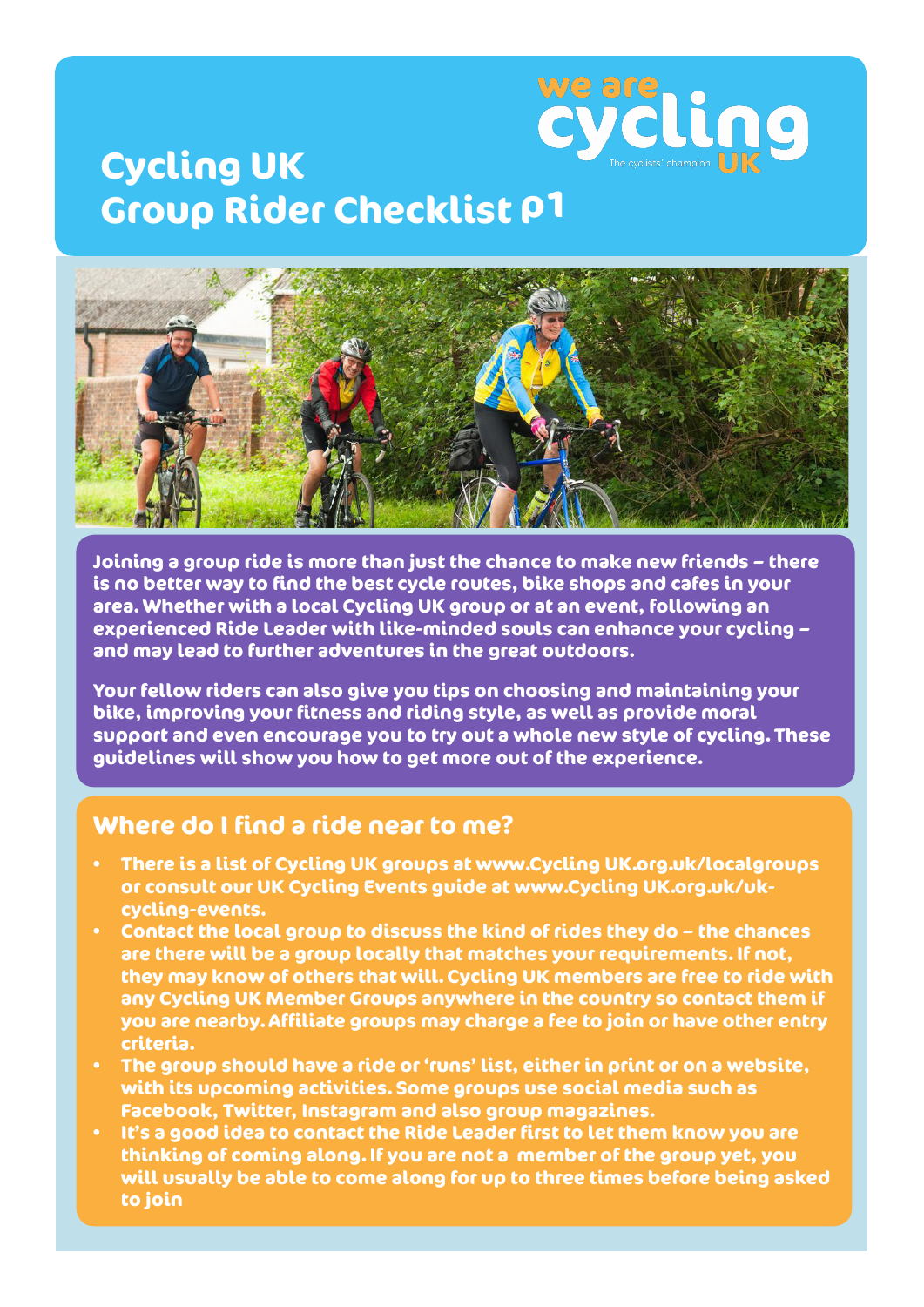# Cycling UK Group Rider Checklist p1

we are cycling UK
The cyclists' champion

**Joining a group ride is more than just the chance to make new friends – there is no better way to find the best cycle routes, bike shops and cafes in your area. Whether with a local Cycling UK group or at an event, following an experienced Ride Leader with like-minded souls can enhance your cycling – and may lead to further adventures in the great outdoors.**

**Your fellow riders can also give you tips on choosing and maintaining your bike, improving your fitness and riding style, as well as provide moral support and even encourage you to try out a whole new style of cycling. These guidelines will show you how to get more out of the experience.**

## Where do I find a ride near to me?

- There is a list of Cycling UK groups at www.Cycling UK.org.uk/localgroups or consult our UK Cycling Events guide at www.Cycling UK.org.uk/uk-cycling-events.
- Contact the local group to discuss the kind of rides they do – the chances are there will be a group locally that matches your requirements. If not, they may know of others that will. Cycling UK members are free to ride with any Cycling UK Member Groups anywhere in the country so contact them if you are nearby. Affiliate groups may charge a fee to join or have other entry criteria.
- The group should have a ride or 'runs' list, either in print or on a website, with its upcoming activities. Some groups use social media such as Facebook, Twitter, Instagram and also group magazines.
- It's a good idea to contact the Ride Leader first to let them know you are thinking of coming along. If you are not a member of the group yet, you will usually be able to come along for up to three times before being asked to join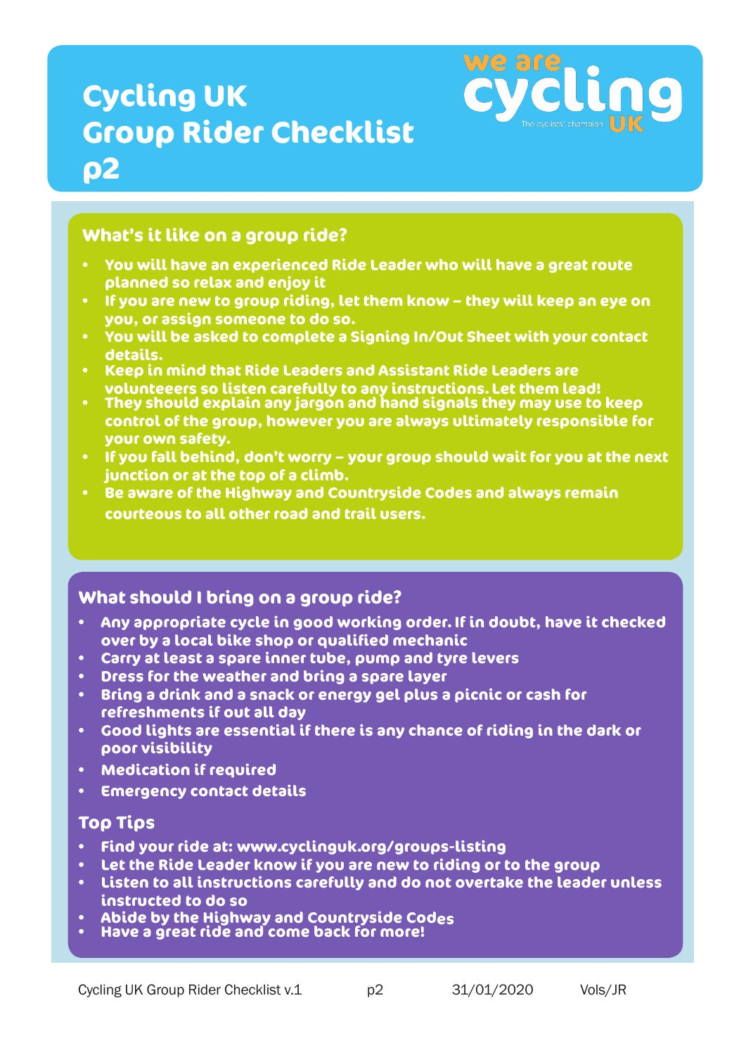# Cycling UK Group Rider Checklist p2

## What's it like on a group ride?

- You will have an experienced Ride Leader who will have a great route planned so relax and enjoy it
- If you are new to group riding, let them know – they will keep an eye on you, or assign someone to do so.
- You will be asked to complete a Signing In/Out Sheet with your contact details.
- Keep in mind that Ride Leaders and Assistant Ride Leaders are volunteeers so listen carefully to any instructions. Let them lead!
- They should explain any jargon and hand signals they may use to keep control of the group, however you are always ultimately responsible for your own safety.
- If you fall behind, don't worry – your group should wait for you at the next junction or at the top of a climb.
- Be aware of the Highway and Countryside Codes and always remain courteous to all other road and trail users.

## What should I bring on a group ride?

- Any appropriate cycle in good working order. If in doubt, have it checked over by a local bike shop or qualified mechanic
- Carry at least a spare inner tube, pump and tyre levers
- Dress for the weather and bring a spare layer
- Bring a drink and a snack or energy gel plus a picnic or cash for refreshments if out all day
- Good lights are essential if there is any chance of riding in the dark or poor visibility
- Medication if required
- Emergency contact details

## Top Tips

- Find your ride at: www.cyclinguk.org/groups-listing
- Let the Ride Leader know if you are new to riding or to the group
- Listen to all instructions carefully and do not overtake the leader unless instructed to do so
- Abide by the Highway and Countryside Codes
- Have a great ride and come back for more!

Cycling UK Group Rider Checklist v.1 p2 31/01/2020 Vols/JR